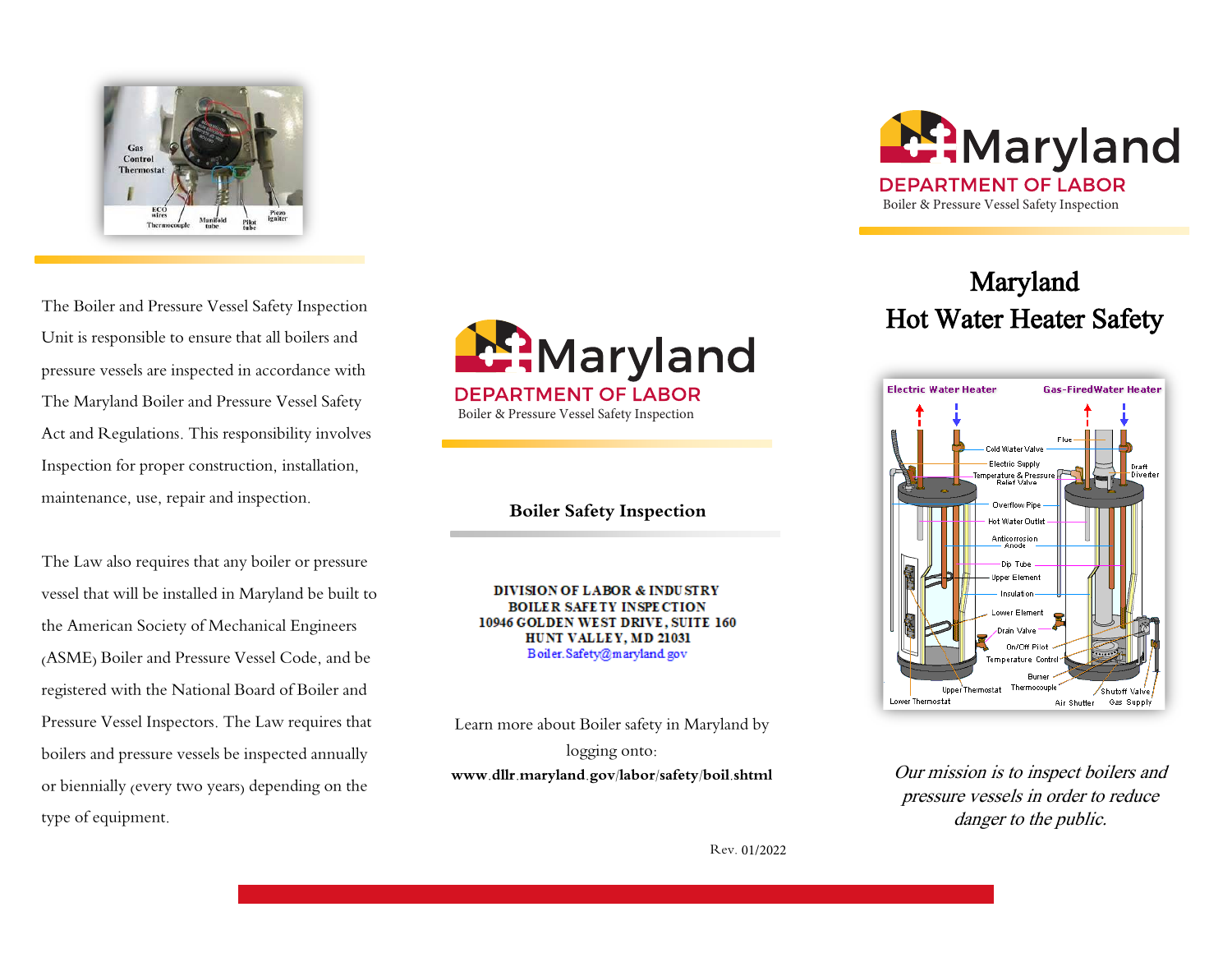The Boiler and Pressure Vessel Safety Inspection Unit is responsible to ensure that all boilers and pressure vessels are inspected in accordance with The Maryland Boiler and Pressure Vessel Safety Act and Regulations. This responsibility involves Inspection for proper construction, installation, maintenance, use, repair and inspection.

The Law also requires that any boiler or pressure vessel that will be installed in Maryland be built to the American Society of Mechanical Engineers (ASME) Boiler and Pressure Vessel Code, and be registered with the National Board of Boiler and Pressure Vessel Inspectors. The Law requires that boilers and pressure vessels be inspected annually or biennially (every two years) depending on the type of equipment.

Maryland
DEPARTMENT OF LABOR
Boiler & Pressure Vessel Safety Inspection

**Boiler Safety Inspection**

**DIVISION OF LABOR & INDUSTRY**
**BOILER SAFETY INSPECTION**
**10946 GOLDEN WEST DRIVE, SUITE 160**
**HUNT VALLEY, MD 21031**
Boiler.Safety@maryland.gov

Learn more about Boiler safety in Maryland by logging onto:
**www.dllr.maryland.gov/labor/safety/boil.shtml**

Rev. 01/2022

Maryland
DEPARTMENT OF LABOR
Boiler & Pressure Vessel Safety Inspection

# Maryland Hot Water Heater Safety

*Our mission is to inspect boilers and pressure vessels in order to reduce danger to the public.*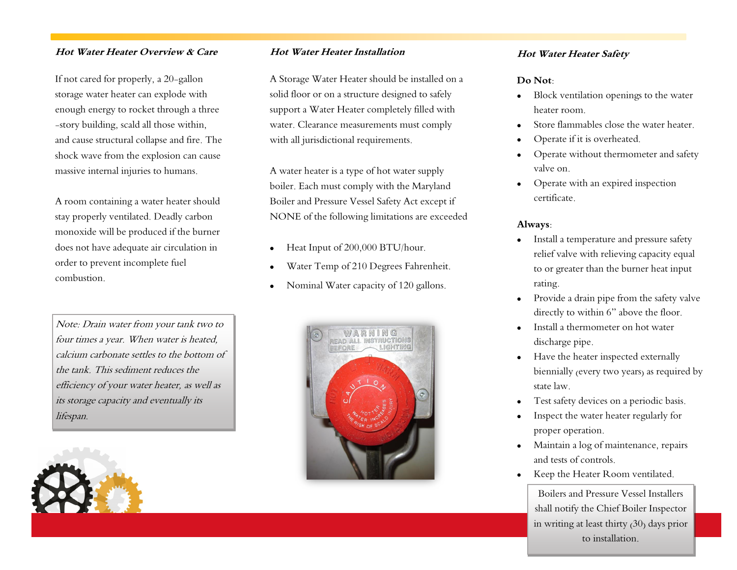### *Hot Water Heater Overview & Care*

If not cared for properly, a 20-gallon storage water heater can explode with enough energy to rocket through a three -story building, scald all those within, and cause structural collapse and fire. The shock wave from the explosion can cause massive internal injuries to humans.

A room containing a water heater should stay properly ventilated. Deadly carbon monoxide will be produced if the burner does not have adequate air circulation in order to prevent incomplete fuel combustion.

*Note: Drain water from your tank two to four times a year. When water is heated, calcium carbonate settles to the bottom of the tank. This sediment reduces the efficiency of your water heater, as well as its storage capacity and eventually its lifespan.*

### *Hot Water Heater Installation*

A Storage Water Heater should be installed on a solid floor or on a structure designed to safely support a Water Heater completely filled with water. Clearance measurements must comply with all jurisdictional requirements.

A water heater is a type of hot water supply boiler. Each must comply with the Maryland Boiler and Pressure Vessel Safety Act except if NONE of the following limitations are exceeded

- Heat Input of 200,000 BTU/hour.
- Water Temp of 210 Degrees Fahrenheit.
- Nominal Water capacity of 120 gallons.

### *Hot Water Heater Safety*

**Do Not**:

- Block ventilation openings to the water heater room.
- Store flammables close the water heater.
- Operate if it is overheated.
- Operate without thermometer and safety valve on.
- Operate with an expired inspection certificate.

**Always**:

- Install a temperature and pressure safety relief valve with relieving capacity equal to or greater than the burner heat input rating.
- Provide a drain pipe from the safety valve directly to within 6" above the floor.
- Install a thermometer on hot water discharge pipe.
- Have the heater inspected externally biennially (every two years) as required by state law.
- Test safety devices on a periodic basis.
- Inspect the water heater regularly for proper operation.
- Maintain a log of maintenance, repairs and tests of controls.
- Keep the Heater Room ventilated.

Boilers and Pressure Vessel Installers shall notify the Chief Boiler Inspector in writing at least thirty (30) days prior to installation.